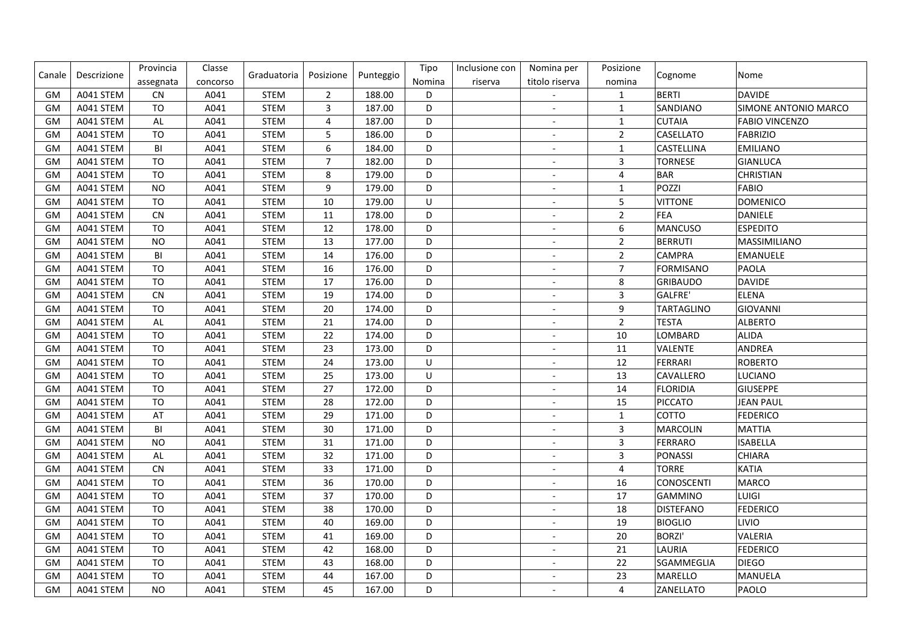| Canale | Descrizione | Provincia assegnata | Classe concorso | Graduatoria | Posizione | Punteggio | Tipo Nomina | Inclusione con riserva | Nomina per titolo riserva | Posizione nomina | Cognome | Nome |
|---|---|---|---|---|---|---|---|---|---|---|---|---|
| GM | A041 STEM | CN | A041 | STEM | 2 | 188.00 | D | | - | 1 | BERTI | DAVIDE |
| GM | A041 STEM | TO | A041 | STEM | 3 | 187.00 | D | | - | 1 | SANDIANO | SIMONE ANTONIO MARCO |
| GM | A041 STEM | AL | A041 | STEM | 4 | 187.00 | D | | - | 1 | CUTAIA | FABIO VINCENZO |
| GM | A041 STEM | TO | A041 | STEM | 5 | 186.00 | D | | - | 2 | CASELLATO | FABRIZIO |
| GM | A041 STEM | BI | A041 | STEM | 6 | 184.00 | D | | - | 1 | CASTELLINA | EMILIANO |
| GM | A041 STEM | TO | A041 | STEM | 7 | 182.00 | D | | - | 3 | TORNESE | GIANLUCA |
| GM | A041 STEM | TO | A041 | STEM | 8 | 179.00 | D | | - | 4 | BAR | CHRISTIAN |
| GM | A041 STEM | NO | A041 | STEM | 9 | 179.00 | D | | - | 1 | POZZI | FABIO |
| GM | A041 STEM | TO | A041 | STEM | 10 | 179.00 | U | | - | 5 | VITTONE | DOMENICO |
| GM | A041 STEM | CN | A041 | STEM | 11 | 178.00 | D | | - | 2 | FEA | DANIELE |
| GM | A041 STEM | TO | A041 | STEM | 12 | 178.00 | D | | - | 6 | MANCUSO | ESPEDITO |
| GM | A041 STEM | NO | A041 | STEM | 13 | 177.00 | D | | - | 2 | BERRUTI | MASSIMILIANO |
| GM | A041 STEM | BI | A041 | STEM | 14 | 176.00 | D | | - | 2 | CAMPRA | EMANUELE |
| GM | A041 STEM | TO | A041 | STEM | 16 | 176.00 | D | | - | 7 | FORMISANO | PAOLA |
| GM | A041 STEM | TO | A041 | STEM | 17 | 176.00 | D | | - | 8 | GRIBAUDO | DAVIDE |
| GM | A041 STEM | CN | A041 | STEM | 19 | 174.00 | D | | - | 3 | GALFRE' | ELENA |
| GM | A041 STEM | TO | A041 | STEM | 20 | 174.00 | D | | - | 9 | TARTAGLINO | GIOVANNI |
| GM | A041 STEM | AL | A041 | STEM | 21 | 174.00 | D | | - | 2 | TESTA | ALBERTO |
| GM | A041 STEM | TO | A041 | STEM | 22 | 174.00 | D | | - | 10 | LOMBARD | ALIDA |
| GM | A041 STEM | TO | A041 | STEM | 23 | 173.00 | D | | - | 11 | VALENTE | ANDREA |
| GM | A041 STEM | TO | A041 | STEM | 24 | 173.00 | U | | - | 12 | FERRARI | ROBERTO |
| GM | A041 STEM | TO | A041 | STEM | 25 | 173.00 | U | | - | 13 | CAVALLERO | LUCIANO |
| GM | A041 STEM | TO | A041 | STEM | 27 | 172.00 | D | | - | 14 | FLORIDIA | GIUSEPPE |
| GM | A041 STEM | TO | A041 | STEM | 28 | 172.00 | D | | - | 15 | PICCATO | JEAN PAUL |
| GM | A041 STEM | AT | A041 | STEM | 29 | 171.00 | D | | - | 1 | COTTO | FEDERICO |
| GM | A041 STEM | BI | A041 | STEM | 30 | 171.00 | D | | - | 3 | MARCOLIN | MATTIA |
| GM | A041 STEM | NO | A041 | STEM | 31 | 171.00 | D | | - | 3 | FERRARO | ISABELLA |
| GM | A041 STEM | AL | A041 | STEM | 32 | 171.00 | D | | - | 3 | PONASSI | CHIARA |
| GM | A041 STEM | CN | A041 | STEM | 33 | 171.00 | D | | - | 4 | TORRE | KATIA |
| GM | A041 STEM | TO | A041 | STEM | 36 | 170.00 | D | | - | 16 | CONOSCENTI | MARCO |
| GM | A041 STEM | TO | A041 | STEM | 37 | 170.00 | D | | - | 17 | GAMMINO | LUIGI |
| GM | A041 STEM | TO | A041 | STEM | 38 | 170.00 | D | | - | 18 | DISTEFANO | FEDERICO |
| GM | A041 STEM | TO | A041 | STEM | 40 | 169.00 | D | | - | 19 | BIOGLIO | LIVIO |
| GM | A041 STEM | TO | A041 | STEM | 41 | 169.00 | D | | - | 20 | BORZI' | VALERIA |
| GM | A041 STEM | TO | A041 | STEM | 42 | 168.00 | D | | - | 21 | LAURIA | FEDERICO |
| GM | A041 STEM | TO | A041 | STEM | 43 | 168.00 | D | | - | 22 | SGAMMEGLIA | DIEGO |
| GM | A041 STEM | TO | A041 | STEM | 44 | 167.00 | D | | - | 23 | MARELLO | MANUELA |
| GM | A041 STEM | NO | A041 | STEM | 45 | 167.00 | D | | - | 4 | ZANELLATO | PAOLO |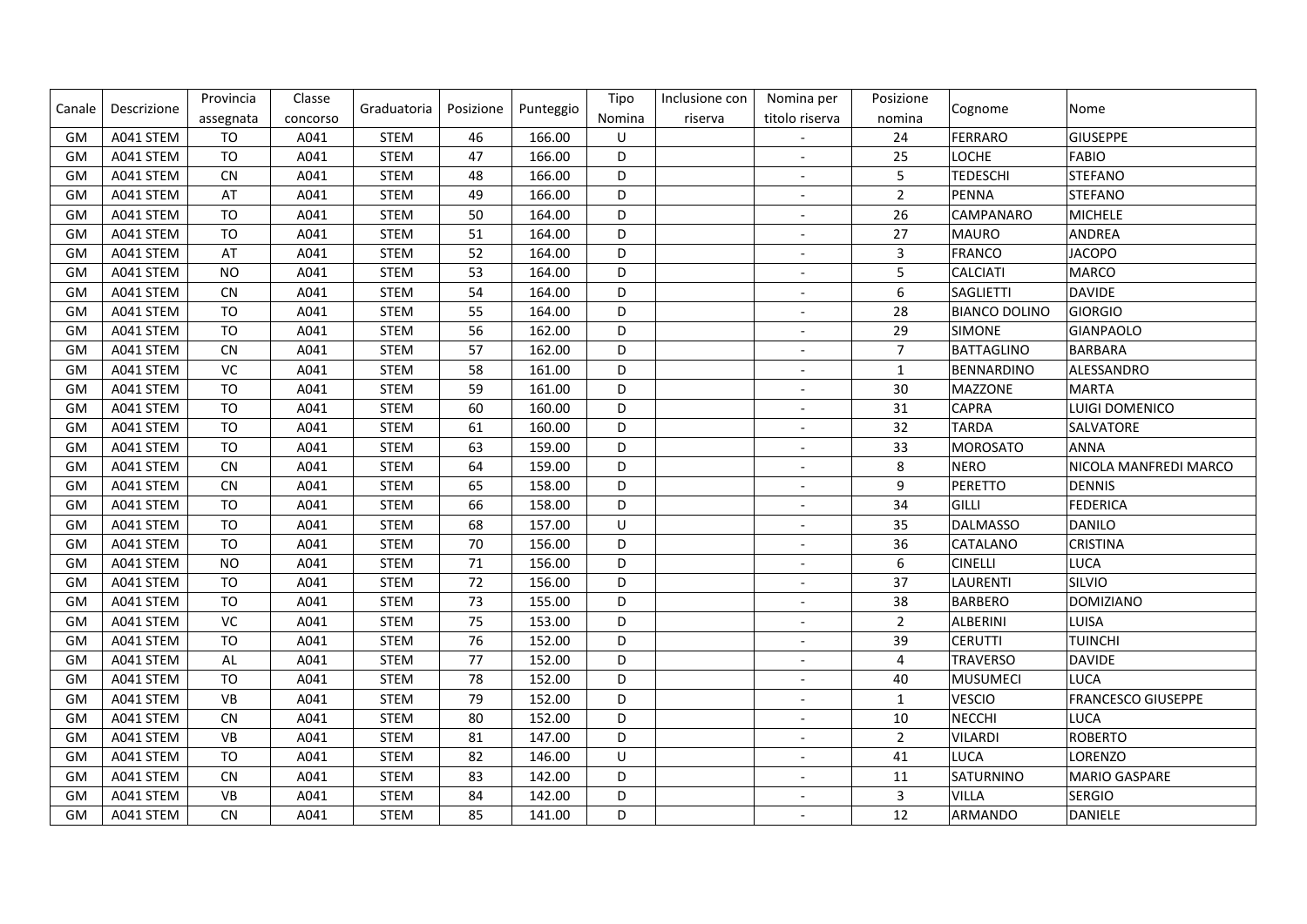| Canale | Descrizione | Provincia assegnata | Classe concorso | Graduatoria | Posizione | Punteggio | Tipo Nomina | Inclusione con riserva | Nomina per titolo riserva | Posizione nomina | Cognome | Nome |
|---|---|---|---|---|---|---|---|---|---|---|---|---|
| GM | A041 STEM | TO | A041 | STEM | 46 | 166.00 | U | | - | 24 | FERRARO | GIUSEPPE |
| GM | A041 STEM | TO | A041 | STEM | 47 | 166.00 | D | | - | 25 | LOCHE | FABIO |
| GM | A041 STEM | CN | A041 | STEM | 48 | 166.00 | D | | - | 5 | TEDESCHI | STEFANO |
| GM | A041 STEM | AT | A041 | STEM | 49 | 166.00 | D | | - | 2 | PENNA | STEFANO |
| GM | A041 STEM | TO | A041 | STEM | 50 | 164.00 | D | | - | 26 | CAMPANARO | MICHELE |
| GM | A041 STEM | TO | A041 | STEM | 51 | 164.00 | D | | - | 27 | MAURO | ANDREA |
| GM | A041 STEM | AT | A041 | STEM | 52 | 164.00 | D | | - | 3 | FRANCO | JACOPO |
| GM | A041 STEM | NO | A041 | STEM | 53 | 164.00 | D | | - | 5 | CALCIATI | MARCO |
| GM | A041 STEM | CN | A041 | STEM | 54 | 164.00 | D | | - | 6 | SAGLIETTI | DAVIDE |
| GM | A041 STEM | TO | A041 | STEM | 55 | 164.00 | D | | - | 28 | BIANCO DOLINO | GIORGIO |
| GM | A041 STEM | TO | A041 | STEM | 56 | 162.00 | D | | - | 29 | SIMONE | GIANPAOLO |
| GM | A041 STEM | CN | A041 | STEM | 57 | 162.00 | D | | - | 7 | BATTAGLINO | BARBARA |
| GM | A041 STEM | VC | A041 | STEM | 58 | 161.00 | D | | - | 1 | BENNARDINO | ALESSANDRO |
| GM | A041 STEM | TO | A041 | STEM | 59 | 161.00 | D | | - | 30 | MAZZONE | MARTA |
| GM | A041 STEM | TO | A041 | STEM | 60 | 160.00 | D | | - | 31 | CAPRA | LUIGI DOMENICO |
| GM | A041 STEM | TO | A041 | STEM | 61 | 160.00 | D | | - | 32 | TARDA | SALVATORE |
| GM | A041 STEM | TO | A041 | STEM | 63 | 159.00 | D | | - | 33 | MOROSATO | ANNA |
| GM | A041 STEM | CN | A041 | STEM | 64 | 159.00 | D | | - | 8 | NERO | NICOLA MANFREDI MARCO |
| GM | A041 STEM | CN | A041 | STEM | 65 | 158.00 | D | | - | 9 | PERETTO | DENNIS |
| GM | A041 STEM | TO | A041 | STEM | 66 | 158.00 | D | | - | 34 | GILLI | FEDERICA |
| GM | A041 STEM | TO | A041 | STEM | 68 | 157.00 | U | | - | 35 | DALMASSO | DANILO |
| GM | A041 STEM | TO | A041 | STEM | 70 | 156.00 | D | | - | 36 | CATALANO | CRISTINA |
| GM | A041 STEM | NO | A041 | STEM | 71 | 156.00 | D | | - | 6 | CINELLI | LUCA |
| GM | A041 STEM | TO | A041 | STEM | 72 | 156.00 | D | | - | 37 | LAURENTI | SILVIO |
| GM | A041 STEM | TO | A041 | STEM | 73 | 155.00 | D | | - | 38 | BARBERO | DOMIZIANO |
| GM | A041 STEM | VC | A041 | STEM | 75 | 153.00 | D | | - | 2 | ALBERINI | LUISA |
| GM | A041 STEM | TO | A041 | STEM | 76 | 152.00 | D | | - | 39 | CERUTTI | TUINCHI |
| GM | A041 STEM | AL | A041 | STEM | 77 | 152.00 | D | | - | 4 | TRAVERSO | DAVIDE |
| GM | A041 STEM | TO | A041 | STEM | 78 | 152.00 | D | | - | 40 | MUSUMECI | LUCA |
| GM | A041 STEM | VB | A041 | STEM | 79 | 152.00 | D | | - | 1 | VESCIO | FRANCESCO GIUSEPPE |
| GM | A041 STEM | CN | A041 | STEM | 80 | 152.00 | D | | - | 10 | NECCHI | LUCA |
| GM | A041 STEM | VB | A041 | STEM | 81 | 147.00 | D | | - | 2 | VILARDI | ROBERTO |
| GM | A041 STEM | TO | A041 | STEM | 82 | 146.00 | U | | - | 41 | LUCA | LORENZO |
| GM | A041 STEM | CN | A041 | STEM | 83 | 142.00 | D | | - | 11 | SATURNINO | MARIO GASPARE |
| GM | A041 STEM | VB | A041 | STEM | 84 | 142.00 | D | | - | 3 | VILLA | SERGIO |
| GM | A041 STEM | CN | A041 | STEM | 85 | 141.00 | D | | - | 12 | ARMANDO | DANIELE |